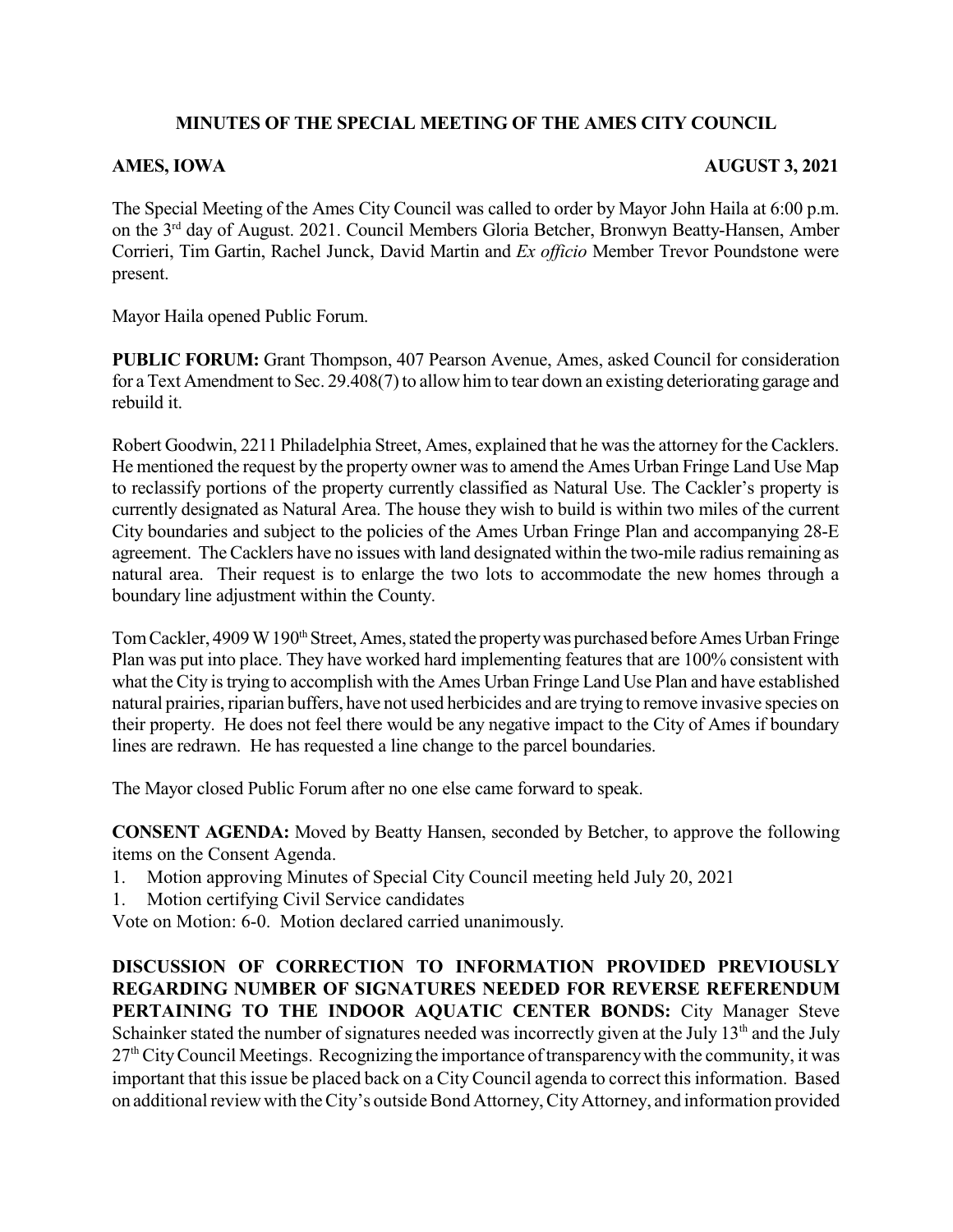# MINUTES OF THE SPECIAL MEETING OF THE AMES CITY COUNCIL

**AMES, IOWA** **AUGUST 3, 2021**

The Special Meeting of the Ames City Council was called to order by Mayor John Haila at 6:00 p.m. on the 3rd day of August. 2021. Council Members Gloria Betcher, Bronwyn Beatty-Hansen, Amber Corrieri, Tim Gartin, Rachel Junck, David Martin and *Ex officio* Member Trevor Poundstone were present.

Mayor Haila opened Public Forum.

**PUBLIC FORUM:** Grant Thompson, 407 Pearson Avenue, Ames, asked Council for consideration for a Text Amendment to Sec. 29.408(7) to allow him to tear down an existing deteriorating garage and rebuild it.

Robert Goodwin, 2211 Philadelphia Street, Ames, explained that he was the attorney for the Cacklers. He mentioned the request by the property owner was to amend the Ames Urban Fringe Land Use Map to reclassify portions of the property currently classified as Natural Use. The Cackler's property is currently designated as Natural Area. The house they wish to build is within two miles of the current City boundaries and subject to the policies of the Ames Urban Fringe Plan and accompanying 28-E agreement. The Cacklers have no issues with land designated within the two-mile radius remaining as natural area. Their request is to enlarge the two lots to accommodate the new homes through a boundary line adjustment within the County.

Tom Cackler, 4909 W 190th Street, Ames, stated the property was purchased before Ames Urban Fringe Plan was put into place. They have worked hard implementing features that are 100% consistent with what the City is trying to accomplish with the Ames Urban Fringe Land Use Plan and have established natural prairies, riparian buffers, have not used herbicides and are trying to remove invasive species on their property. He does not feel there would be any negative impact to the City of Ames if boundary lines are redrawn. He has requested a line change to the parcel boundaries.

The Mayor closed Public Forum after no one else came forward to speak.

**CONSENT AGENDA:** Moved by Beatty Hansen, seconded by Betcher, to approve the following items on the Consent Agenda.

1. Motion approving Minutes of Special City Council meeting held July 20, 2021
1. Motion certifying Civil Service candidates

Vote on Motion: 6-0. Motion declared carried unanimously.

**DISCUSSION OF CORRECTION TO INFORMATION PROVIDED PREVIOUSLY REGARDING NUMBER OF SIGNATURES NEEDED FOR REVERSE REFERENDUM PERTAINING TO THE INDOOR AQUATIC CENTER BONDS:** City Manager Steve Schainker stated the number of signatures needed was incorrectly given at the July 13th and the July 27th City Council Meetings. Recognizing the importance of transparency with the community, it was important that this issue be placed back on a City Council agenda to correct this information. Based on additional review with the City's outside Bond Attorney, City Attorney, and information provided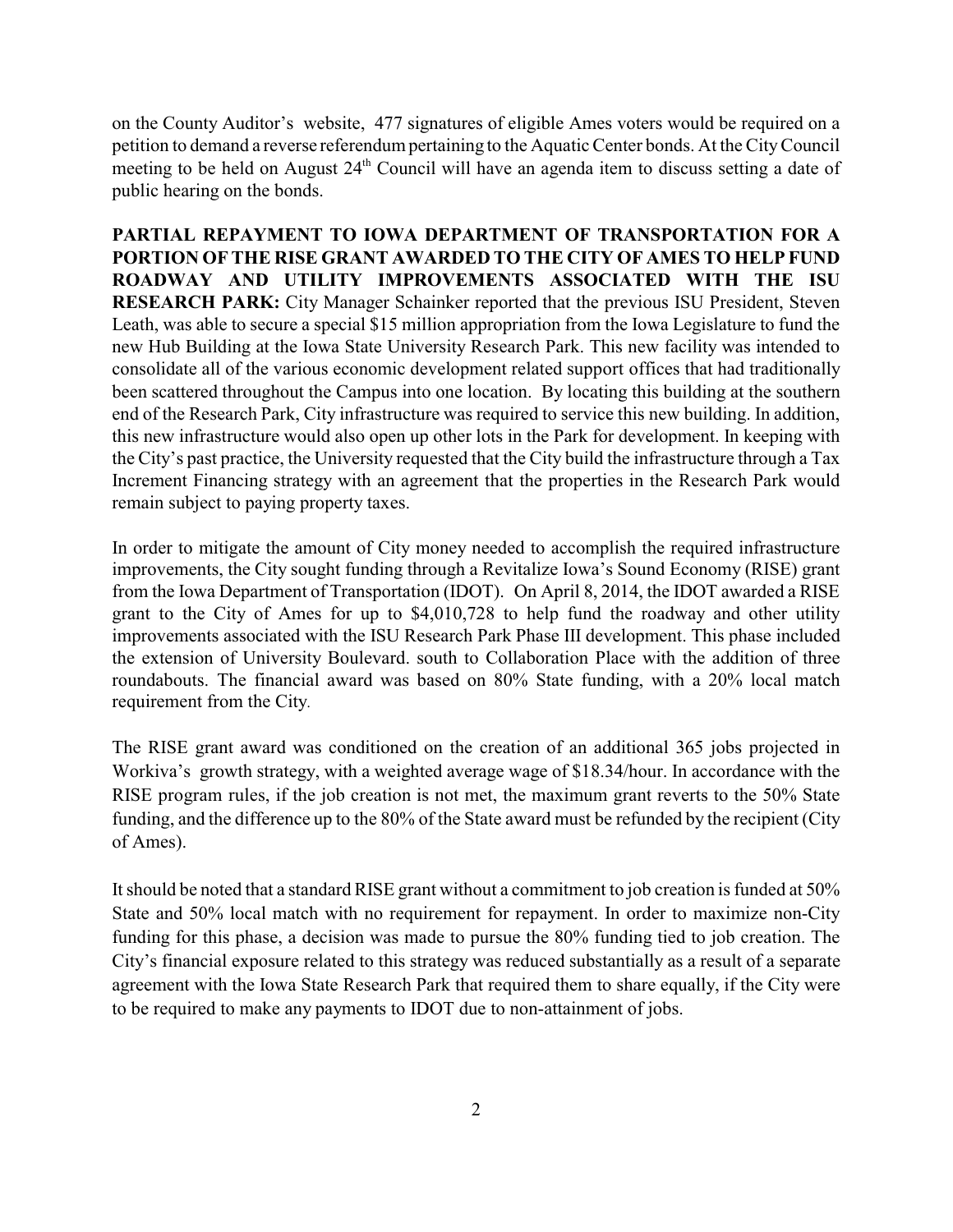on the County Auditor's website, 477 signatures of eligible Ames voters would be required on a petition to demand a reverse referendum pertaining to the Aquatic Center bonds. At the City Council meeting to be held on August 24th Council will have an agenda item to discuss setting a date of public hearing on the bonds.

**PARTIAL REPAYMENT TO IOWA DEPARTMENT OF TRANSPORTATION FOR A PORTION OF THE RISE GRANT AWARDED TO THE CITY OF AMES TO HELP FUND ROADWAY AND UTILITY IMPROVEMENTS ASSOCIATED WITH THE ISU RESEARCH PARK:** City Manager Schainker reported that the previous ISU President, Steven Leath, was able to secure a special $15 million appropriation from the Iowa Legislature to fund the new Hub Building at the Iowa State University Research Park. This new facility was intended to consolidate all of the various economic development related support offices that had traditionally been scattered throughout the Campus into one location. By locating this building at the southern end of the Research Park, City infrastructure was required to service this new building. In addition, this new infrastructure would also open up other lots in the Park for development. In keeping with the City's past practice, the University requested that the City build the infrastructure through a Tax Increment Financing strategy with an agreement that the properties in the Research Park would remain subject to paying property taxes.

In order to mitigate the amount of City money needed to accomplish the required infrastructure improvements, the City sought funding through a Revitalize Iowa's Sound Economy (RISE) grant from the Iowa Department of Transportation (IDOT). On April 8, 2014, the IDOT awarded a RISE grant to the City of Ames for up to $4,010,728 to help fund the roadway and other utility improvements associated with the ISU Research Park Phase III development. This phase included the extension of University Boulevard. south to Collaboration Place with the addition of three roundabouts. The financial award was based on 80% State funding, with a 20% local match requirement from the City.

The RISE grant award was conditioned on the creation of an additional 365 jobs projected in Workiva's growth strategy, with a weighted average wage of $18.34/hour. In accordance with the RISE program rules, if the job creation is not met, the maximum grant reverts to the 50% State funding, and the difference up to the 80% of the State award must be refunded by the recipient (City of Ames).

It should be noted that a standard RISE grant without a commitment to job creation is funded at 50% State and 50% local match with no requirement for repayment. In order to maximize non-City funding for this phase, a decision was made to pursue the 80% funding tied to job creation. The City's financial exposure related to this strategy was reduced substantially as a result of a separate agreement with the Iowa State Research Park that required them to share equally, if the City were to be required to make any payments to IDOT due to non-attainment of jobs.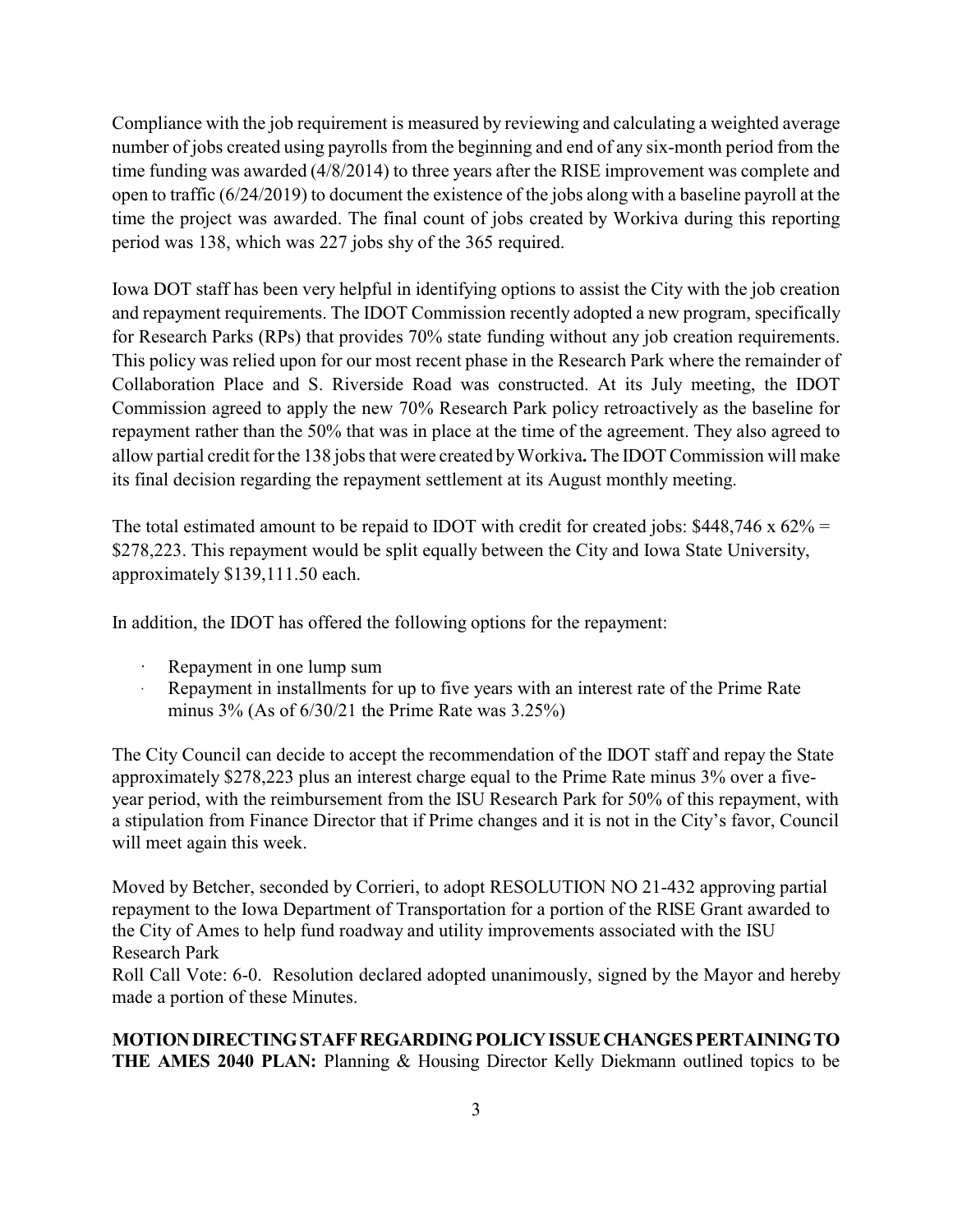Compliance with the job requirement is measured by reviewing and calculating a weighted average number of jobs created using payrolls from the beginning and end of any six-month period from the time funding was awarded (4/8/2014) to three years after the RISE improvement was complete and open to traffic (6/24/2019) to document the existence of the jobs along with a baseline payroll at the time the project was awarded. The final count of jobs created by Workiva during this reporting period was 138, which was 227 jobs shy of the 365 required.

Iowa DOT staff has been very helpful in identifying options to assist the City with the job creation and repayment requirements. The IDOT Commission recently adopted a new program, specifically for Research Parks (RPs) that provides 70% state funding without any job creation requirements. This policy was relied upon for our most recent phase in the Research Park where the remainder of Collaboration Place and S. Riverside Road was constructed. At its July meeting, the IDOT Commission agreed to apply the new 70% Research Park policy retroactively as the baseline for repayment rather than the 50% that was in place at the time of the agreement. They also agreed to allow partial credit for the 138 jobs that were created by Workiva**.** The IDOT Commission will make its final decision regarding the repayment settlement at its August monthly meeting.

The total estimated amount to be repaid to IDOT with credit for created jobs: $448,746 x 62% = $278,223. This repayment would be split equally between the City and Iowa State University, approximately $139,111.50 each.

In addition, the IDOT has offered the following options for the repayment:

- Repayment in one lump sum
- Repayment in installments for up to five years with an interest rate of the Prime Rate minus 3% (As of 6/30/21 the Prime Rate was 3.25%)

The City Council can decide to accept the recommendation of the IDOT staff and repay the State approximately $278,223 plus an interest charge equal to the Prime Rate minus 3% over a five-year period, with the reimbursement from the ISU Research Park for 50% of this repayment, with a stipulation from Finance Director that if Prime changes and it is not in the City's favor, Council will meet again this week.

Moved by Betcher, seconded by Corrieri, to adopt RESOLUTION NO 21-432 approving partial repayment to the Iowa Department of Transportation for a portion of the RISE Grant awarded to the City of Ames to help fund roadway and utility improvements associated with the ISU Research Park

Roll Call Vote: 6-0. Resolution declared adopted unanimously, signed by the Mayor and hereby made a portion of these Minutes.

**MOTION DIRECTING STAFF REGARDING POLICY ISSUE CHANGES PERTAINING TO THE AMES 2040 PLAN:** Planning & Housing Director Kelly Diekmann outlined topics to be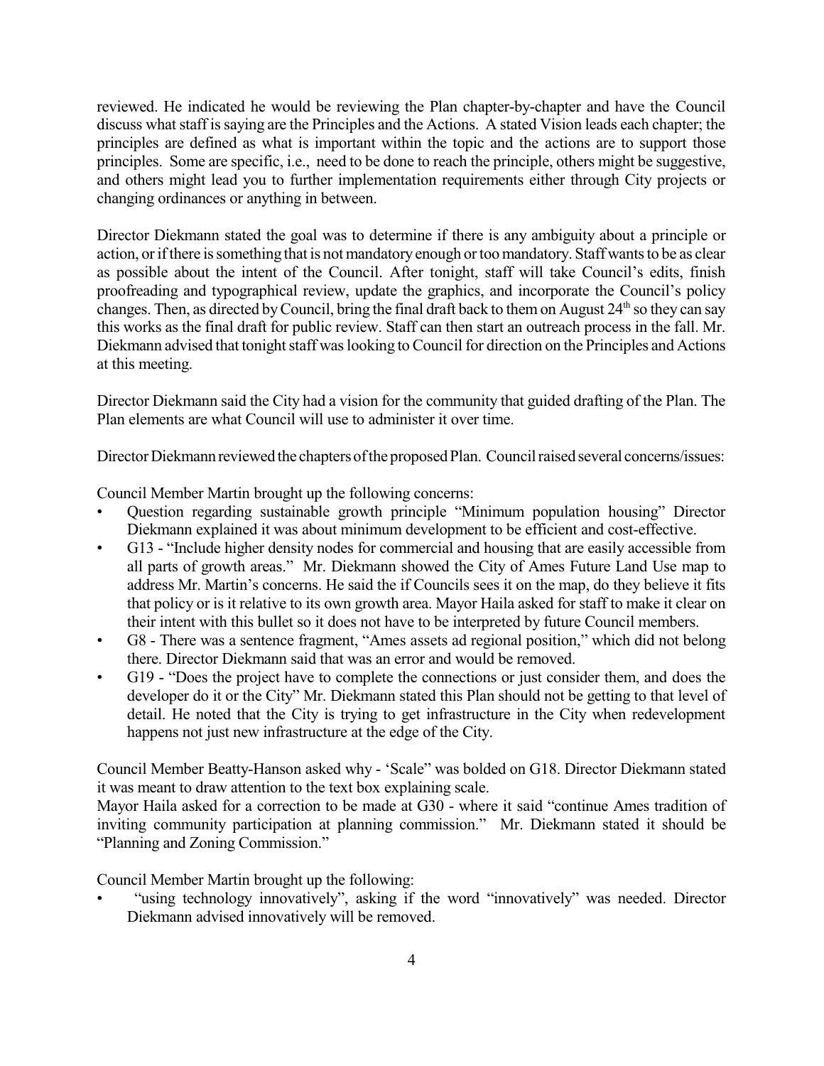reviewed. He indicated he would be reviewing the Plan chapter-by-chapter and have the Council discuss what staff is saying are the Principles and the Actions. A stated Vision leads each chapter; the principles are defined as what is important within the topic and the actions are to support those principles. Some are specific, i.e., need to be done to reach the principle, others might be suggestive, and others might lead you to further implementation requirements either through City projects or changing ordinances or anything in between.

Director Diekmann stated the goal was to determine if there is any ambiguity about a principle or action, or if there is something that is not mandatory enough or too mandatory. Staff wants to be as clear as possible about the intent of the Council. After tonight, staff will take Council's edits, finish proofreading and typographical review, update the graphics, and incorporate the Council's policy changes. Then, as directed by Council, bring the final draft back to them on August 24th so they can say this works as the final draft for public review. Staff can then start an outreach process in the fall. Mr. Diekmann advised that tonight staff was looking to Council for direction on the Principles and Actions at this meeting.

Director Diekmann said the City had a vision for the community that guided drafting of the Plan. The Plan elements are what Council will use to administer it over time.

Director Diekmann reviewed the chapters of the proposed Plan. Council raised several concerns/issues:

Council Member Martin brought up the following concerns:

- Question regarding sustainable growth principle "Minimum population housing" Director Diekmann explained it was about minimum development to be efficient and cost-effective.
- G13 - "Include higher density nodes for commercial and housing that are easily accessible from all parts of growth areas." Mr. Diekmann showed the City of Ames Future Land Use map to address Mr. Martin's concerns. He said the if Councils sees it on the map, do they believe it fits that policy or is it relative to its own growth area. Mayor Haila asked for staff to make it clear on their intent with this bullet so it does not have to be interpreted by future Council members.
- G8 - There was a sentence fragment, "Ames assets ad regional position," which did not belong there. Director Diekmann said that was an error and would be removed.
- G19 - "Does the project have to complete the connections or just consider them, and does the developer do it or the City" Mr. Diekmann stated this Plan should not be getting to that level of detail. He noted that the City is trying to get infrastructure in the City when redevelopment happens not just new infrastructure at the edge of the City.

Council Member Beatty-Hanson asked why - 'Scale" was bolded on G18. Director Diekmann stated it was meant to draw attention to the text box explaining scale.

Mayor Haila asked for a correction to be made at G30 - where it said "continue Ames tradition of inviting community participation at planning commission." Mr. Diekmann stated it should be "Planning and Zoning Commission."

Council Member Martin brought up the following:

- "using technology innovatively", asking if the word "innovatively" was needed. Director Diekmann advised innovatively will be removed.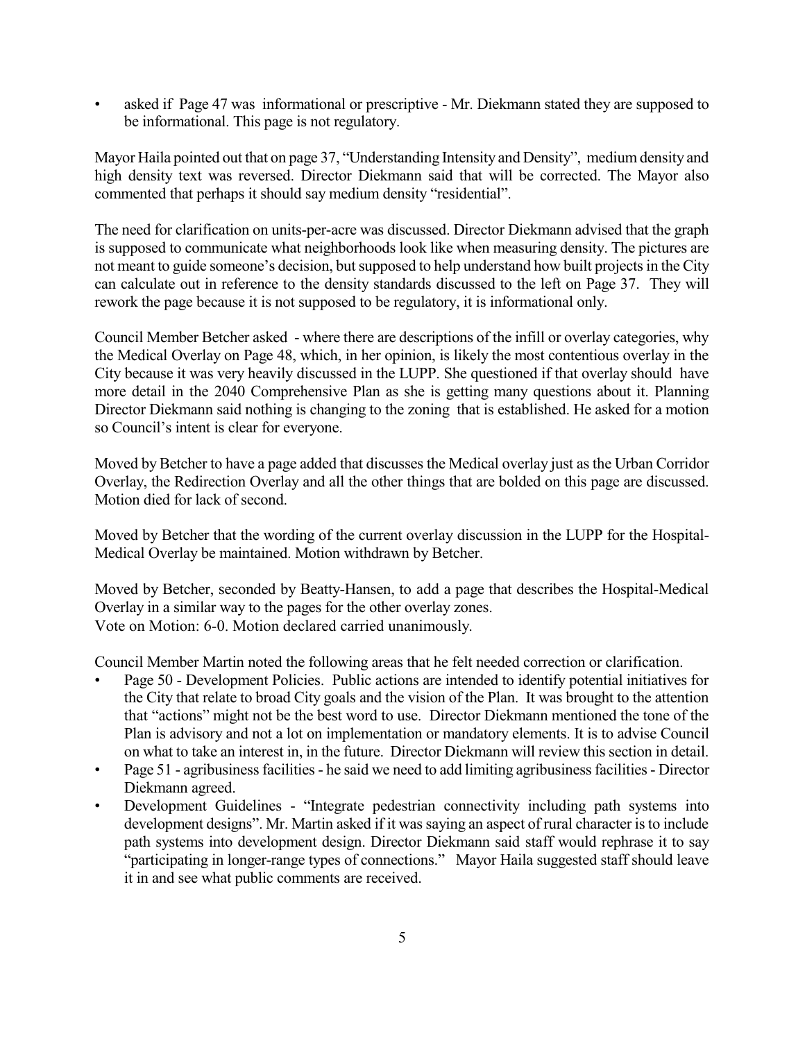- asked if Page 47 was informational or prescriptive - Mr. Diekmann stated they are supposed to be informational. This page is not regulatory.

Mayor Haila pointed out that on page 37, "Understanding Intensity and Density", medium density and high density text was reversed. Director Diekmann said that will be corrected. The Mayor also commented that perhaps it should say medium density "residential".

The need for clarification on units-per-acre was discussed. Director Diekmann advised that the graph is supposed to communicate what neighborhoods look like when measuring density. The pictures are not meant to guide someone's decision, but supposed to help understand how built projects in the City can calculate out in reference to the density standards discussed to the left on Page 37. They will rework the page because it is not supposed to be regulatory, it is informational only.

Council Member Betcher asked - where there are descriptions of the infill or overlay categories, why the Medical Overlay on Page 48, which, in her opinion, is likely the most contentious overlay in the City because it was very heavily discussed in the LUPP. She questioned if that overlay should have more detail in the 2040 Comprehensive Plan as she is getting many questions about it. Planning Director Diekmann said nothing is changing to the zoning that is established. He asked for a motion so Council's intent is clear for everyone.

Moved by Betcher to have a page added that discusses the Medical overlay just as the Urban Corridor Overlay, the Redirection Overlay and all the other things that are bolded on this page are discussed. Motion died for lack of second.

Moved by Betcher that the wording of the current overlay discussion in the LUPP for the Hospital-Medical Overlay be maintained. Motion withdrawn by Betcher.

Moved by Betcher, seconded by Beatty-Hansen, to add a page that describes the Hospital-Medical Overlay in a similar way to the pages for the other overlay zones.
Vote on Motion: 6-0. Motion declared carried unanimously.

Council Member Martin noted the following areas that he felt needed correction or clarification.

- Page 50 - Development Policies. Public actions are intended to identify potential initiatives for the City that relate to broad City goals and the vision of the Plan. It was brought to the attention that "actions" might not be the best word to use. Director Diekmann mentioned the tone of the Plan is advisory and not a lot on implementation or mandatory elements. It is to advise Council on what to take an interest in, in the future. Director Diekmann will review this section in detail.
- Page 51 - agribusiness facilities - he said we need to add limiting agribusiness facilities - Director Diekmann agreed.
- Development Guidelines - "Integrate pedestrian connectivity including path systems into development designs". Mr. Martin asked if it was saying an aspect of rural character is to include path systems into development design. Director Diekmann said staff would rephrase it to say "participating in longer-range types of connections." Mayor Haila suggested staff should leave it in and see what public comments are received.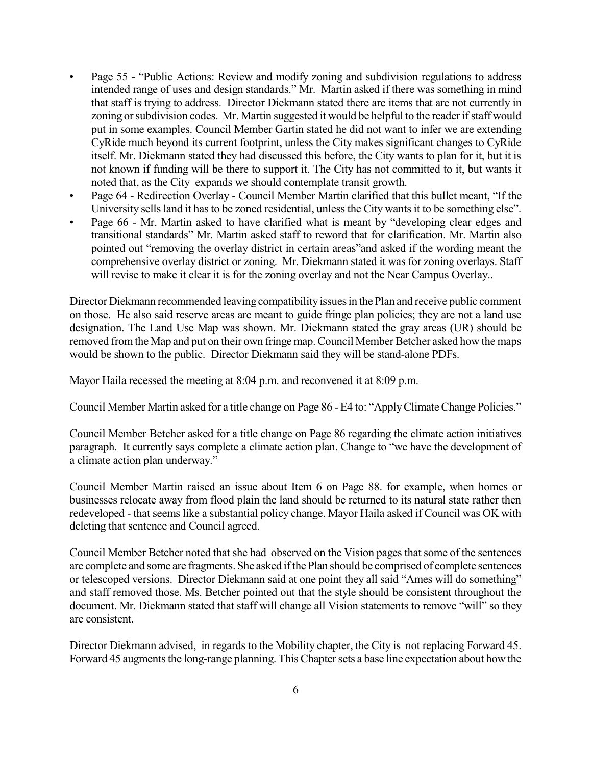- Page 55 - "Public Actions: Review and modify zoning and subdivision regulations to address intended range of uses and design standards." Mr. Martin asked if there was something in mind that staff is trying to address. Director Diekmann stated there are items that are not currently in zoning or subdivision codes. Mr. Martin suggested it would be helpful to the reader if staff would put in some examples. Council Member Gartin stated he did not want to infer we are extending CyRide much beyond its current footprint, unless the City makes significant changes to CyRide itself. Mr. Diekmann stated they had discussed this before, the City wants to plan for it, but it is not known if funding will be there to support it. The City has not committed to it, but wants it noted that, as the City expands we should contemplate transit growth.
- Page 64 - Redirection Overlay - Council Member Martin clarified that this bullet meant, "If the University sells land it has to be zoned residential, unless the City wants it to be something else".
- Page 66 - Mr. Martin asked to have clarified what is meant by "developing clear edges and transitional standards" Mr. Martin asked staff to reword that for clarification. Mr. Martin also pointed out "removing the overlay district in certain areas"and asked if the wording meant the comprehensive overlay district or zoning. Mr. Diekmann stated it was for zoning overlays. Staff will revise to make it clear it is for the zoning overlay and not the Near Campus Overlay..

Director Diekmann recommended leaving compatibility issues in the Plan and receive public comment on those. He also said reserve areas are meant to guide fringe plan policies; they are not a land use designation. The Land Use Map was shown. Mr. Diekmann stated the gray areas (UR) should be removed from the Map and put on their own fringe map. Council Member Betcher asked how the maps would be shown to the public. Director Diekmann said they will be stand-alone PDFs.

Mayor Haila recessed the meeting at 8:04 p.m. and reconvened it at 8:09 p.m.

Council Member Martin asked for a title change on Page 86 - E4 to: "Apply Climate Change Policies."

Council Member Betcher asked for a title change on Page 86 regarding the climate action initiatives paragraph. It currently says complete a climate action plan. Change to "we have the development of a climate action plan underway."

Council Member Martin raised an issue about Item 6 on Page 88. for example, when homes or businesses relocate away from flood plain the land should be returned to its natural state rather then redeveloped - that seems like a substantial policy change. Mayor Haila asked if Council was OK with deleting that sentence and Council agreed.

Council Member Betcher noted that she had observed on the Vision pages that some of the sentences are complete and some are fragments. She asked if the Plan should be comprised of complete sentences or telescoped versions. Director Diekmann said at one point they all said "Ames will do something" and staff removed those. Ms. Betcher pointed out that the style should be consistent throughout the document. Mr. Diekmann stated that staff will change all Vision statements to remove "will" so they are consistent.

Director Diekmann advised, in regards to the Mobility chapter, the City is not replacing Forward 45. Forward 45 augments the long-range planning. This Chapter sets a base line expectation about how the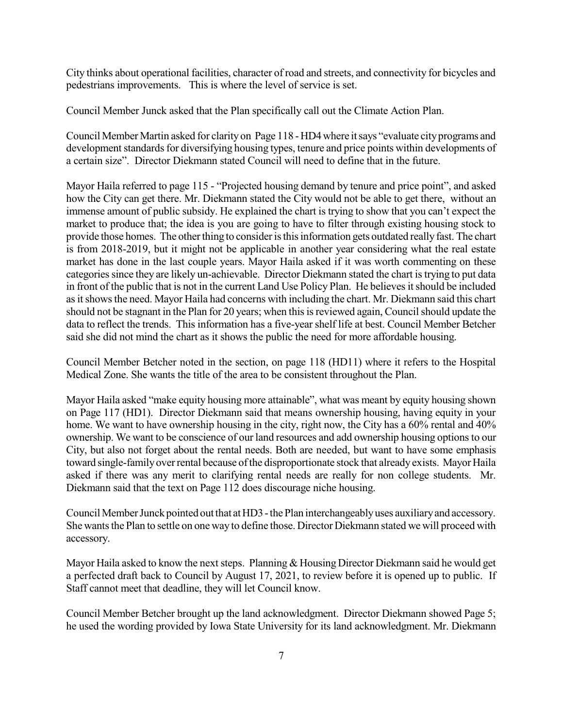City thinks about operational facilities, character of road and streets, and connectivity for bicycles and pedestrians improvements. This is where the level of service is set.

Council Member Junck asked that the Plan specifically call out the Climate Action Plan.

Council Member Martin asked for clarity on Page 118 - HD4 where it says "evaluate city programs and development standards for diversifying housing types, tenure and price points within developments of a certain size". Director Diekmann stated Council will need to define that in the future.

Mayor Haila referred to page 115 - "Projected housing demand by tenure and price point", and asked how the City can get there. Mr. Diekmann stated the City would not be able to get there, without an immense amount of public subsidy. He explained the chart is trying to show that you can't expect the market to produce that; the idea is you are going to have to filter through existing housing stock to provide those homes. The other thing to consider is this information gets outdated really fast. The chart is from 2018-2019, but it might not be applicable in another year considering what the real estate market has done in the last couple years. Mayor Haila asked if it was worth commenting on these categories since they are likely un-achievable. Director Diekmann stated the chart is trying to put data in front of the public that is not in the current Land Use Policy Plan. He believes it should be included as it shows the need. Mayor Haila had concerns with including the chart. Mr. Diekmann said this chart should not be stagnant in the Plan for 20 years; when this is reviewed again, Council should update the data to reflect the trends. This information has a five-year shelf life at best. Council Member Betcher said she did not mind the chart as it shows the public the need for more affordable housing.

Council Member Betcher noted in the section, on page 118 (HD11) where it refers to the Hospital Medical Zone. She wants the title of the area to be consistent throughout the Plan.

Mayor Haila asked "make equity housing more attainable", what was meant by equity housing shown on Page 117 (HD1). Director Diekmann said that means ownership housing, having equity in your home. We want to have ownership housing in the city, right now, the City has a 60% rental and 40% ownership. We want to be conscience of our land resources and add ownership housing options to our City, but also not forget about the rental needs. Both are needed, but want to have some emphasis toward single-family over rental because of the disproportionate stock that already exists. Mayor Haila asked if there was any merit to clarifying rental needs are really for non college students. Mr. Diekmann said that the text on Page 112 does discourage niche housing.

Council Member Junck pointed out that at HD3 - the Plan interchangeably uses auxiliary and accessory. She wants the Plan to settle on one way to define those. Director Diekmann stated we will proceed with accessory.

Mayor Haila asked to know the next steps. Planning & Housing Director Diekmann said he would get a perfected draft back to Council by August 17, 2021, to review before it is opened up to public. If Staff cannot meet that deadline, they will let Council know.

Council Member Betcher brought up the land acknowledgment. Director Diekmann showed Page 5; he used the wording provided by Iowa State University for its land acknowledgment. Mr. Diekmann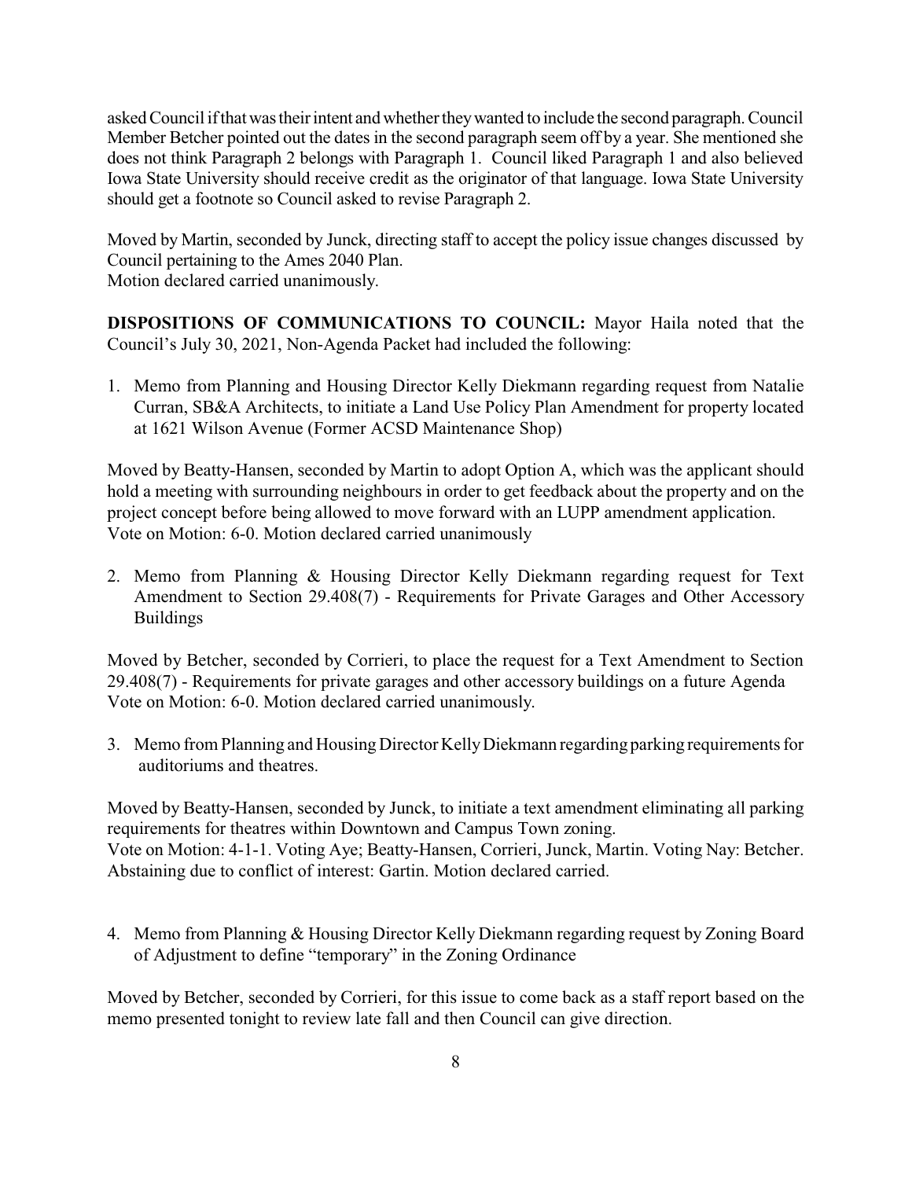asked Council if that was their intent and whether they wanted to include the second paragraph. Council Member Betcher pointed out the dates in the second paragraph seem off by a year. She mentioned she does not think Paragraph 2 belongs with Paragraph 1. Council liked Paragraph 1 and also believed Iowa State University should receive credit as the originator of that language. Iowa State University should get a footnote so Council asked to revise Paragraph 2.

Moved by Martin, seconded by Junck, directing staff to accept the policy issue changes discussed by Council pertaining to the Ames 2040 Plan.
Motion declared carried unanimously.

**DISPOSITIONS OF COMMUNICATIONS TO COUNCIL:** Mayor Haila noted that the Council's July 30, 2021, Non-Agenda Packet had included the following:

1. Memo from Planning and Housing Director Kelly Diekmann regarding request from Natalie Curran, SB&A Architects, to initiate a Land Use Policy Plan Amendment for property located at 1621 Wilson Avenue (Former ACSD Maintenance Shop)

Moved by Beatty-Hansen, seconded by Martin to adopt Option A, which was the applicant should hold a meeting with surrounding neighbours in order to get feedback about the property and on the project concept before being allowed to move forward with an LUPP amendment application.
Vote on Motion: 6-0. Motion declared carried unanimously

2. Memo from Planning & Housing Director Kelly Diekmann regarding request for Text Amendment to Section 29.408(7) - Requirements for Private Garages and Other Accessory Buildings

Moved by Betcher, seconded by Corrieri, to place the request for a Text Amendment to Section 29.408(7) - Requirements for private garages and other accessory buildings on a future Agenda
Vote on Motion: 6-0. Motion declared carried unanimously.

3. Memo from Planning and Housing Director Kelly Diekmann regarding parking requirements for auditoriums and theatres.

Moved by Beatty-Hansen, seconded by Junck, to initiate a text amendment eliminating all parking requirements for theatres within Downtown and Campus Town zoning.
Vote on Motion: 4-1-1. Voting Aye; Beatty-Hansen, Corrieri, Junck, Martin. Voting Nay: Betcher. Abstaining due to conflict of interest: Gartin. Motion declared carried.

4. Memo from Planning & Housing Director Kelly Diekmann regarding request by Zoning Board of Adjustment to define "temporary" in the Zoning Ordinance

Moved by Betcher, seconded by Corrieri, for this issue to come back as a staff report based on the memo presented tonight to review late fall and then Council can give direction.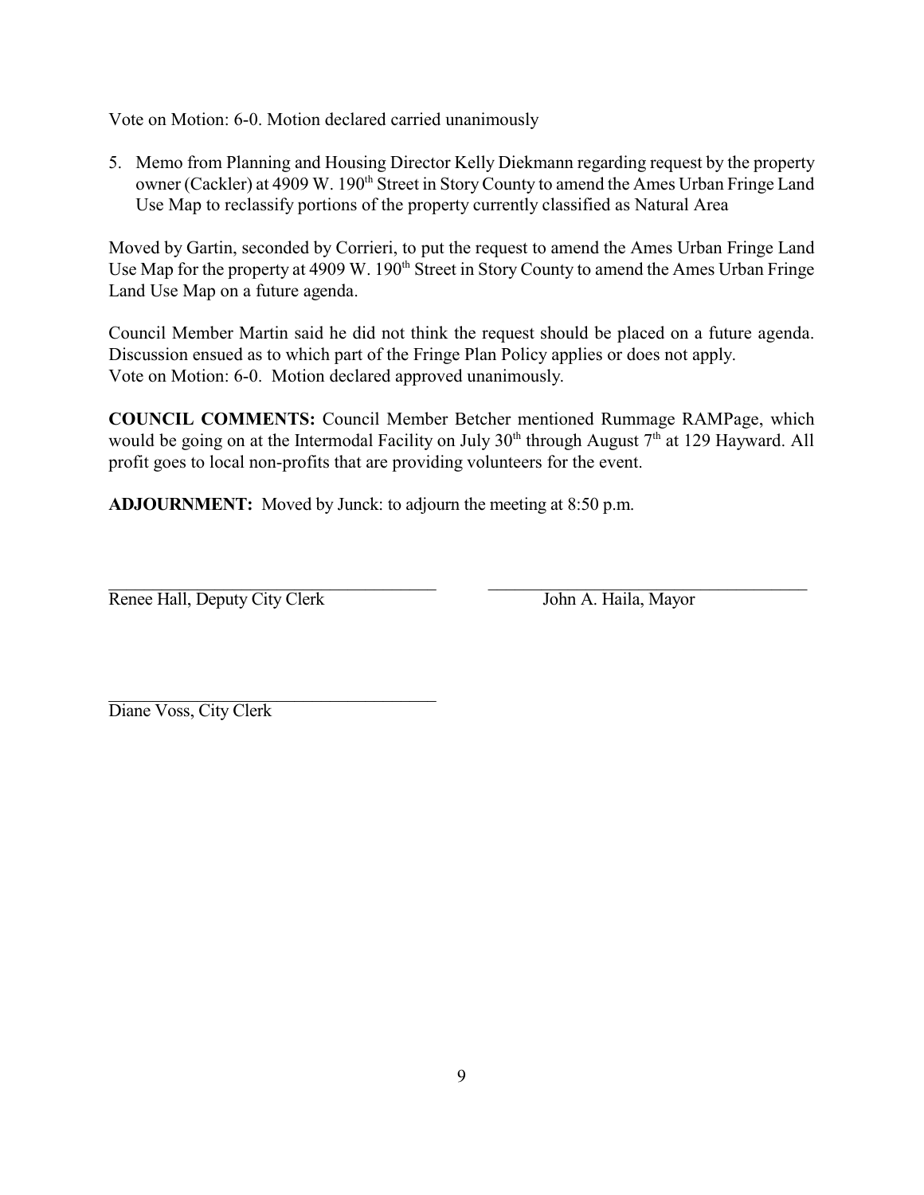Vote on Motion: 6-0. Motion declared carried unanimously

5. Memo from Planning and Housing Director Kelly Diekmann regarding request by the property owner (Cackler) at 4909 W. 190th Street in Story County to amend the Ames Urban Fringe Land Use Map to reclassify portions of the property currently classified as Natural Area

Moved by Gartin, seconded by Corrieri, to put the request to amend the Ames Urban Fringe Land Use Map for the property at 4909 W. 190th Street in Story County to amend the Ames Urban Fringe Land Use Map on a future agenda.

Council Member Martin said he did not think the request should be placed on a future agenda. Discussion ensued as to which part of the Fringe Plan Policy applies or does not apply.
Vote on Motion: 6-0. Motion declared approved unanimously.

**COUNCIL COMMENTS:** Council Member Betcher mentioned Rummage RAMPage, which would be going on at the Intermodal Facility on July 30th through August 7th at 129 Hayward. All profit goes to local non-profits that are providing volunteers for the event.

**ADJOURNMENT:** Moved by Junck: to adjourn the meeting at 8:50 p.m.

\_\_\_\_\_\_\_\_\_\_\_\_\_\_\_\_\_\_\_\_\_\_\_\_\_\_\_\_\_\_\_\_\_\_\_\_\_
Renee Hall, Deputy City Clerk

\_\_\_\_\_\_\_\_\_\_\_\_\_\_\_\_\_\_\_\_\_\_\_\_\_\_\_\_\_\_\_\_\_\_\_\_\_
John A. Haila, Mayor

\_\_\_\_\_\_\_\_\_\_\_\_\_\_\_\_\_\_\_\_\_\_\_\_\_\_\_\_\_\_\_\_\_\_\_\_\_
Diane Voss, City Clerk